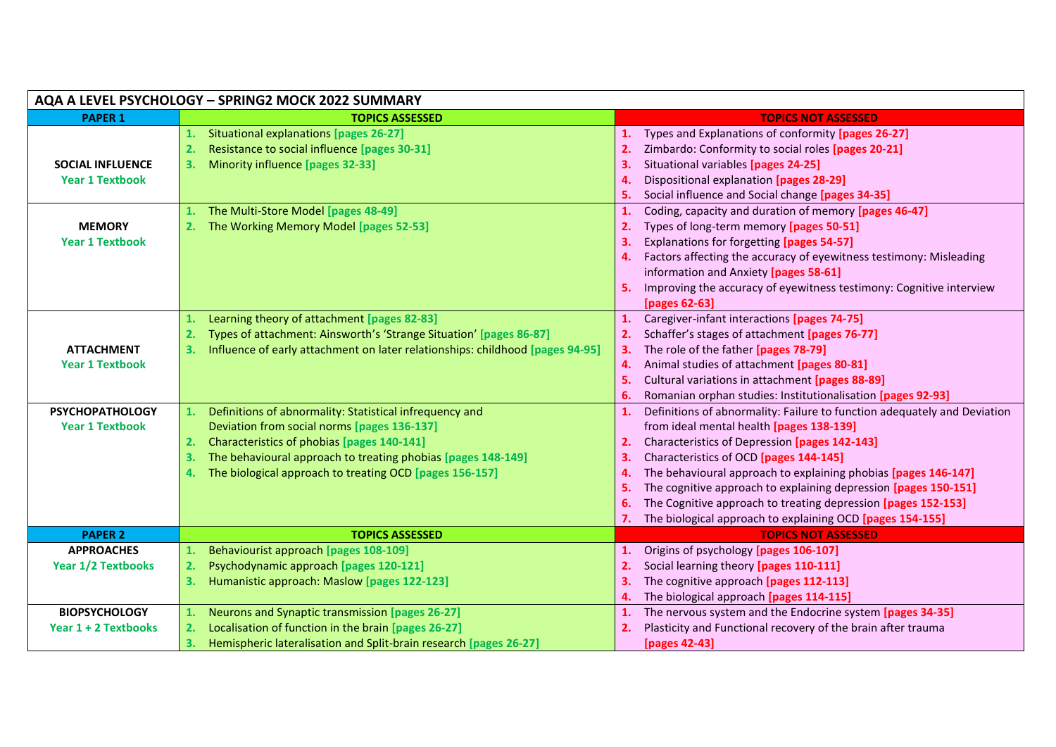| AQA A LEVEL PSYCHOLOGY – SPRING2 MOCK 2022 SUMMARY | | |
|---|---|---|
| **PAPER 1** | **TOPICS ASSESSED** | **TOPICS NOT ASSESSED** |
| **SOCIAL INFLUENCE** Year 1 Textbook | 1. Situational explanations [pages 26-27]<br>2. Resistance to social influence [pages 30-31]<br>3. Minority influence [pages 32-33] | 1. Types and Explanations of conformity [pages 26-27]<br>2. Zimbardo: Conformity to social roles [pages 20-21]<br>3. Situational variables [pages 24-25]<br>4. Dispositional explanation [pages 28-29]<br>5. Social influence and Social change [pages 34-35] |
| **MEMORY** Year 1 Textbook | 1. The Multi-Store Model [pages 48-49]<br>2. The Working Memory Model [pages 52-53] | 1. Coding, capacity and duration of memory [pages 46-47]<br>2. Types of long-term memory [pages 50-51]<br>3. Explanations for forgetting [pages 54-57]<br>4. Factors affecting the accuracy of eyewitness testimony: Misleading information and Anxiety [pages 58-61]<br>5. Improving the accuracy of eyewitness testimony: Cognitive interview [pages 62-63] |
| **ATTACHMENT** Year 1 Textbook | 1. Learning theory of attachment [pages 82-83]<br>2. Types of attachment: Ainsworth's 'Strange Situation' [pages 86-87]<br>3. Influence of early attachment on later relationships: childhood [pages 94-95] | 1. Caregiver-infant interactions [pages 74-75]<br>2. Schaffer's stages of attachment [pages 76-77]<br>3. The role of the father [pages 78-79]<br>4. Animal studies of attachment [pages 80-81]<br>5. Cultural variations in attachment [pages 88-89]<br>6. Romanian orphan studies: Institutionalisation [pages 92-93] |
| **PSYCHOPATHOLOGY** Year 1 Textbook | 1. Definitions of abnormality: Statistical infrequency and Deviation from social norms [pages 136-137]<br>2. Characteristics of phobias [pages 140-141]<br>3. The behavioural approach to treating phobias [pages 148-149]<br>4. The biological approach to treating OCD [pages 156-157] | 1. Definitions of abnormality: Failure to function adequately and Deviation from ideal mental health [pages 138-139]<br>2. Characteristics of Depression [pages 142-143]<br>3. Characteristics of OCD [pages 144-145]<br>4. The behavioural approach to explaining phobias [pages 146-147]<br>5. The cognitive approach to explaining depression [pages 150-151]<br>6. The Cognitive approach to treating depression [pages 152-153]<br>7. The biological approach to explaining OCD [pages 154-155] |
| **PAPER 2** | **TOPICS ASSESSED** | **TOPICS NOT ASSESSED** |
| **APPROACHES** Year 1/2 Textbooks | 1. Behaviourist approach [pages 108-109]<br>2. Psychodynamic approach [pages 120-121]<br>3. Humanistic approach: Maslow [pages 122-123] | 1. Origins of psychology [pages 106-107]<br>2. Social learning theory [pages 110-111]<br>3. The cognitive approach [pages 112-113]<br>4. The biological approach [pages 114-115] |
| **BIOPSYCHOLOGY** Year 1 + 2 Textbooks | 1. Neurons and Synaptic transmission [pages 26-27]<br>2. Localisation of function in the brain [pages 26-27]<br>3. Hemispheric lateralisation and Split-brain research [pages 26-27] | 1. The nervous system and the Endocrine system [pages 34-35]<br>2. Plasticity and Functional recovery of the brain after trauma [pages 42-43] |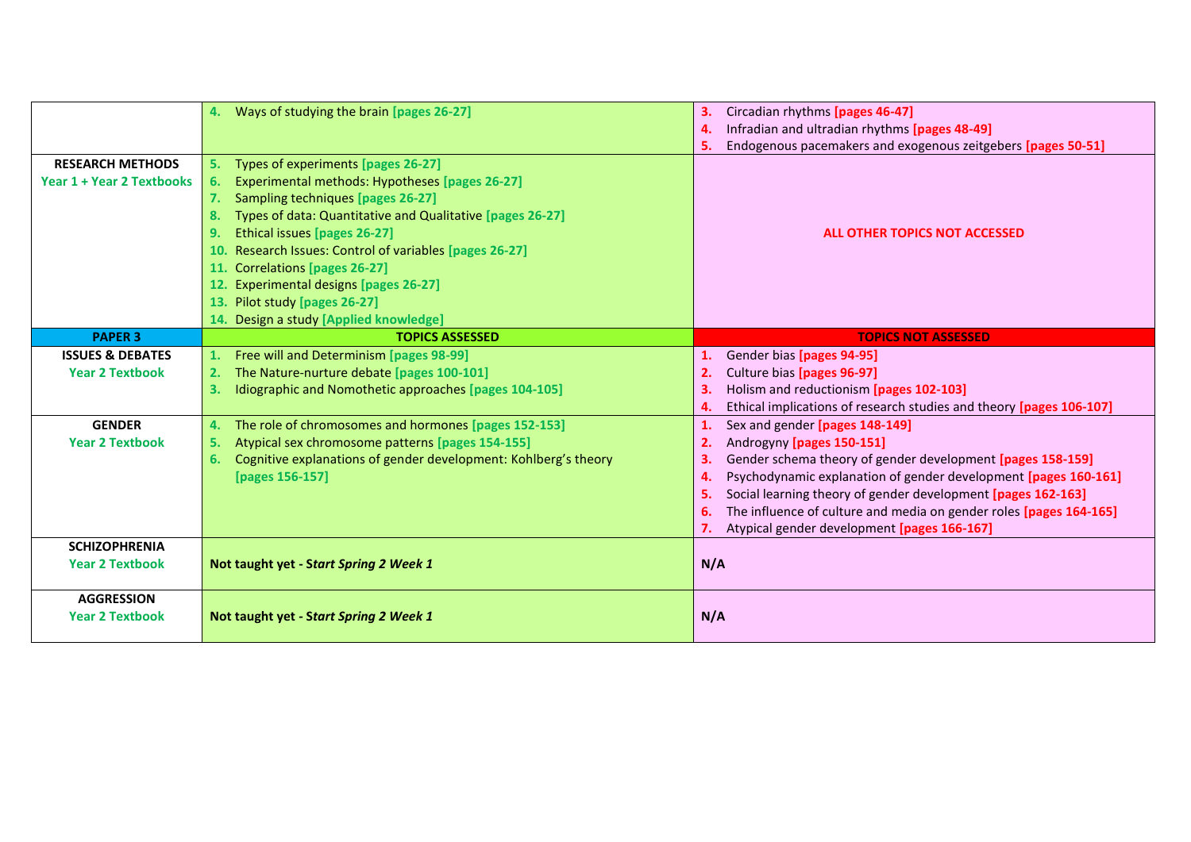| | | |
|---|---|---|
| | 4. Ways of studying the brain [pages 26-27] | 3. Circadian rhythms [pages 46-47]<br>4. Infradian and ultradian rhythms [pages 48-49]<br>5. Endogenous pacemakers and exogenous zeitgebers [pages 50-51] |
| **RESEARCH METHODS**<br>**Year 1 + Year 2 Textbooks** | 5. Types of experiments [pages 26-27]<br>6. Experimental methods: Hypotheses [pages 26-27]<br>7. Sampling techniques [pages 26-27]<br>8. Types of data: Quantitative and Qualitative [pages 26-27]<br>9. Ethical issues [pages 26-27]<br>10. Research Issues: Control of variables [pages 26-27]<br>11. Correlations [pages 26-27]<br>12. Experimental designs [pages 26-27]<br>13. Pilot study [pages 26-27]<br>14. Design a study [Applied knowledge] | **ALL OTHER TOPICS NOT ACCESSED** |
| **PAPER 3** | **TOPICS ASSESSED** | **TOPICS NOT ASSESSED** |
| **ISSUES & DEBATES**<br>**Year 2 Textbook** | 1. Free will and Determinism [pages 98-99]<br>2. The Nature-nurture debate [pages 100-101]<br>3. Idiographic and Nomothetic approaches [pages 104-105] | 1. Gender bias [pages 94-95]<br>2. Culture bias [pages 96-97]<br>3. Holism and reductionism [pages 102-103]<br>4. Ethical implications of research studies and theory [pages 106-107] |
| **GENDER**<br>**Year 2 Textbook** | 4. The role of chromosomes and hormones [pages 152-153]<br>5. Atypical sex chromosome patterns [pages 154-155]<br>6. Cognitive explanations of gender development: Kohlberg's theory [pages 156-157] | 1. Sex and gender [pages 148-149]<br>2. Androgyny [pages 150-151]<br>3. Gender schema theory of gender development [pages 158-159]<br>4. Psychodynamic explanation of gender development [pages 160-161]<br>5. Social learning theory of gender development [pages 162-163]<br>6. The influence of culture and media on gender roles [pages 164-165]<br>7. Atypical gender development [pages 166-167] |
| **SCHIZOPHRENIA**<br>**Year 2 Textbook** | **Not taught yet - S*tart Spring 2 Week 1*** | **N/A** |
| **AGGRESSION**<br>**Year 2 Textbook** | **Not taught yet - S*tart Spring 2 Week 1*** | **N/A** |